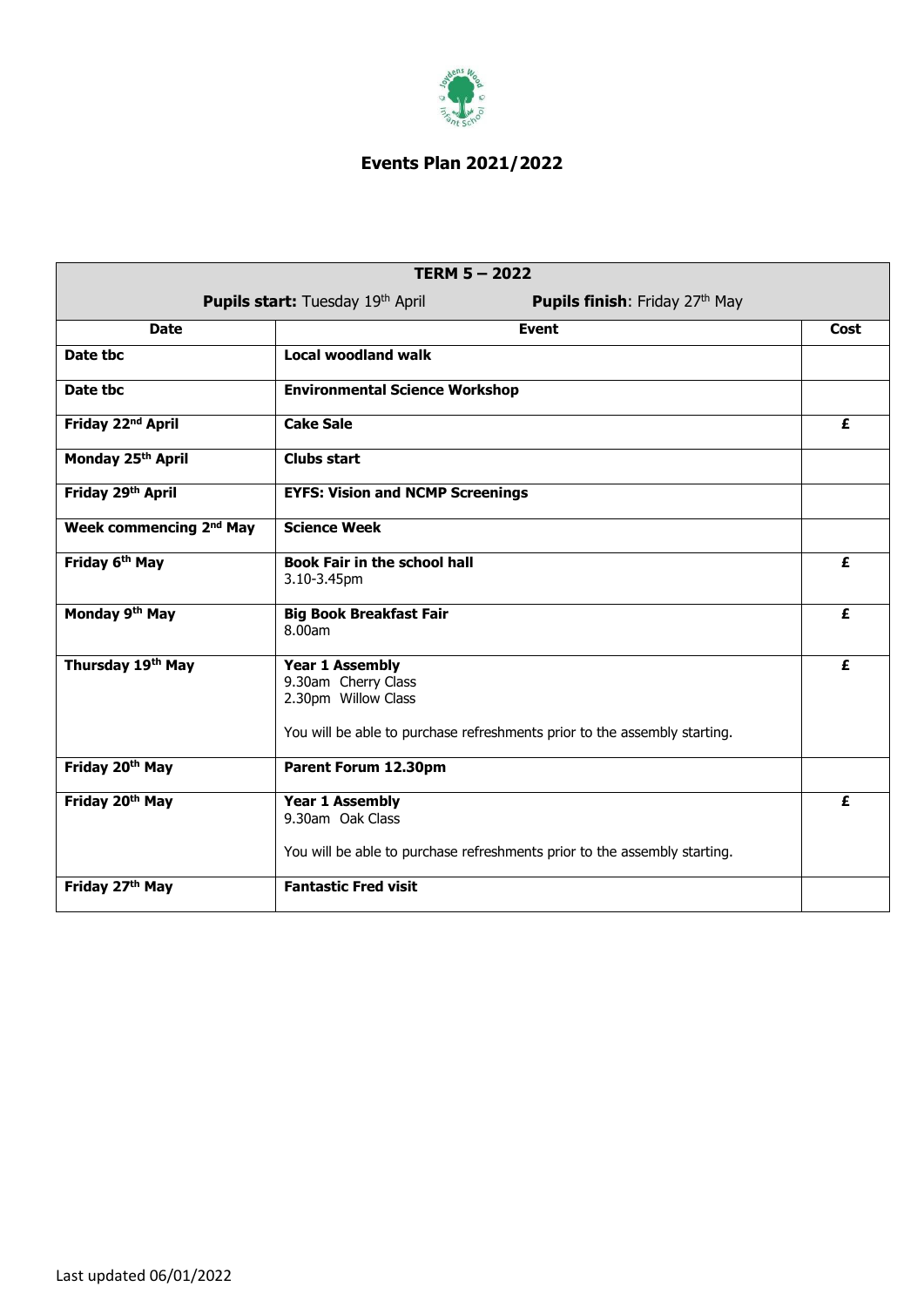# Events Plan 2021/2022

| TERM 5 – 2022 | | |
|---|---|---|
| **Pupils start:** Tuesday 19th April | **Pupils finish**: Friday 27th May | |
| **Date** | **Event** | **Cost** |
| **Date tbc** | **Local woodland walk** | |
| **Date tbc** | **Environmental Science Workshop** | |
| **Friday 22nd April** | **Cake Sale** | **£** |
| **Monday 25th April** | **Clubs start** | |
| **Friday 29th April** | **EYFS: Vision and NCMP Screenings** | |
| **Week commencing 2nd May** | **Science Week** | |
| **Friday 6th May** | **Book Fair in the school hall**<br>3.10-3.45pm | **£** |
| **Monday 9th May** | **Big Book Breakfast Fair**<br>8.00am | **£** |
| **Thursday 19th May** | **Year 1 Assembly**<br>9.30am Cherry Class<br>2.30pm Willow Class<br><br>You will be able to purchase refreshments prior to the assembly starting. | **£** |
| **Friday 20th May** | **Parent Forum 12.30pm** | |
| **Friday 20th May** | **Year 1 Assembly**<br>9.30am Oak Class<br><br>You will be able to purchase refreshments prior to the assembly starting. | **£** |
| **Friday 27th May** | **Fantastic Fred visit** | |

Last updated 06/01/2022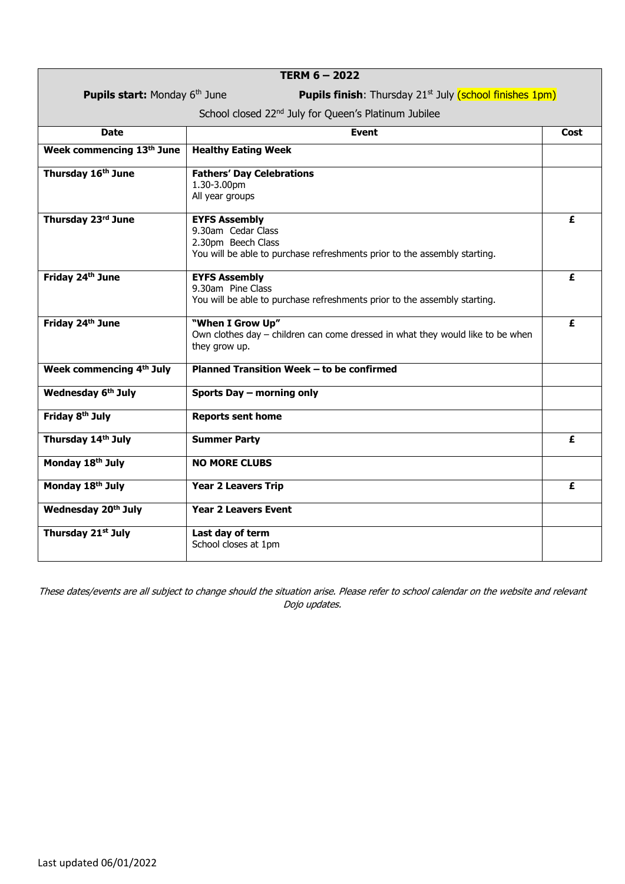**TERM 6 – 2022**

**Pupils start:** Monday 6th June **Pupils finish**: Thursday 21st July (school finishes 1pm)

School closed 22nd July for Queen's Platinum Jubilee

| Date | Event | Cost |
|---|---|---|
| **Week commencing 13th June** | **Healthy Eating Week** | |
| **Thursday 16th June** | **Fathers' Day Celebrations**<br>1.30-3.00pm<br>All year groups | |
| **Thursday 23rd June** | **EYFS Assembly**<br>9.30am Cedar Class<br>2.30pm Beech Class<br>You will be able to purchase refreshments prior to the assembly starting. | **£** |
| **Friday 24th June** | **EYFS Assembly**<br>9.30am Pine Class<br>You will be able to purchase refreshments prior to the assembly starting. | **£** |
| **Friday 24th June** | **"When I Grow Up"**<br>Own clothes day – children can come dressed in what they would like to be when they grow up. | **£** |
| **Week commencing 4th July** | **Planned Transition Week – to be confirmed** | |
| **Wednesday 6th July** | **Sports Day – morning only** | |
| **Friday 8th July** | **Reports sent home** | |
| **Thursday 14th July** | **Summer Party** | **£** |
| **Monday 18th July** | **NO MORE CLUBS** | |
| **Monday 18th July** | **Year 2 Leavers Trip** | **£** |
| **Wednesday 20th July** | **Year 2 Leavers Event** | |
| **Thursday 21st July** | **Last day of term**<br>School closes at 1pm | |

*These dates/events are all subject to change should the situation arise. Please refer to school calendar on the website and relevant Dojo updates.*

Last updated 06/01/2022